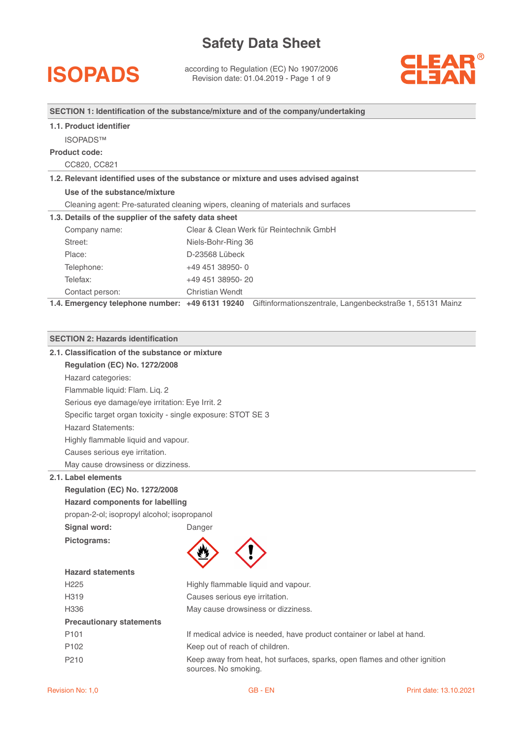# Safety Data Sheet

**ISOPADS**

according to Regulation (EC) No 1907/2006
Revision date: 01.04.2019

**CLEAR® CLEAN**

## SECTION 1: Identification of the substance/mixture and of the company/undertaking

### 1.1. Product identifier

ISOPADS™

**Product code:**

CC820, CC821

### 1.2. Relevant identified uses of the substance or mixture and uses advised against

**Use of the substance/mixture**

Cleaning agent: Pre-saturated cleaning wipers, cleaning of materials and surfaces

### 1.3. Details of the supplier of the safety data sheet

| | |
|---|---|
| Company name: | Clear & Clean Werk für Reintechnik GmbH |
| Street: | Niels-Bohr-Ring 36 |
| Place: | D-23568 Lübeck |
| Telephone: | +49 451 38950- 0 |
| Telefax: | +49 451 38950- 20 |
| Contact person: | Christian Wendt |

### 1.4. Emergency telephone number: **+49 6131 19240** Giftinformationszentrale, Langenbeckstraße 1, 55131 Mainz

## SECTION 2: Hazards identification

### 2.1. Classification of the substance or mixture

**Regulation (EC) No. 1272/2008**

Hazard categories:

Flammable liquid: Flam. Liq. 2

Serious eye damage/eye irritation: Eye Irrit. 2

Specific target organ toxicity - single exposure: STOT SE 3

Hazard Statements:

Highly flammable liquid and vapour.

Causes serious eye irritation.

May cause drowsiness or dizziness.

### 2.1. Label elements

**Regulation (EC) No. 1272/2008**

**Hazard components for labelling**

propan-2-ol; isopropyl alcohol; isopropanol

**Signal word:** Danger

**Pictograms:**

**Hazard statements**

| | |
|---|---|
| H225 | Highly flammable liquid and vapour. |
| H319 | Causes serious eye irritation. |
| H336 | May cause drowsiness or dizziness. |

**Precautionary statements**

| | |
|---|---|
| P101 | If medical advice is needed, have product container or label at hand. |
| P102 | Keep out of reach of children. |
| P210 | Keep away from heat, hot surfaces, sparks, open flames and other ignition sources. No smoking. |

Revision No: 1,0 GB - EN Print date: 13.10.2021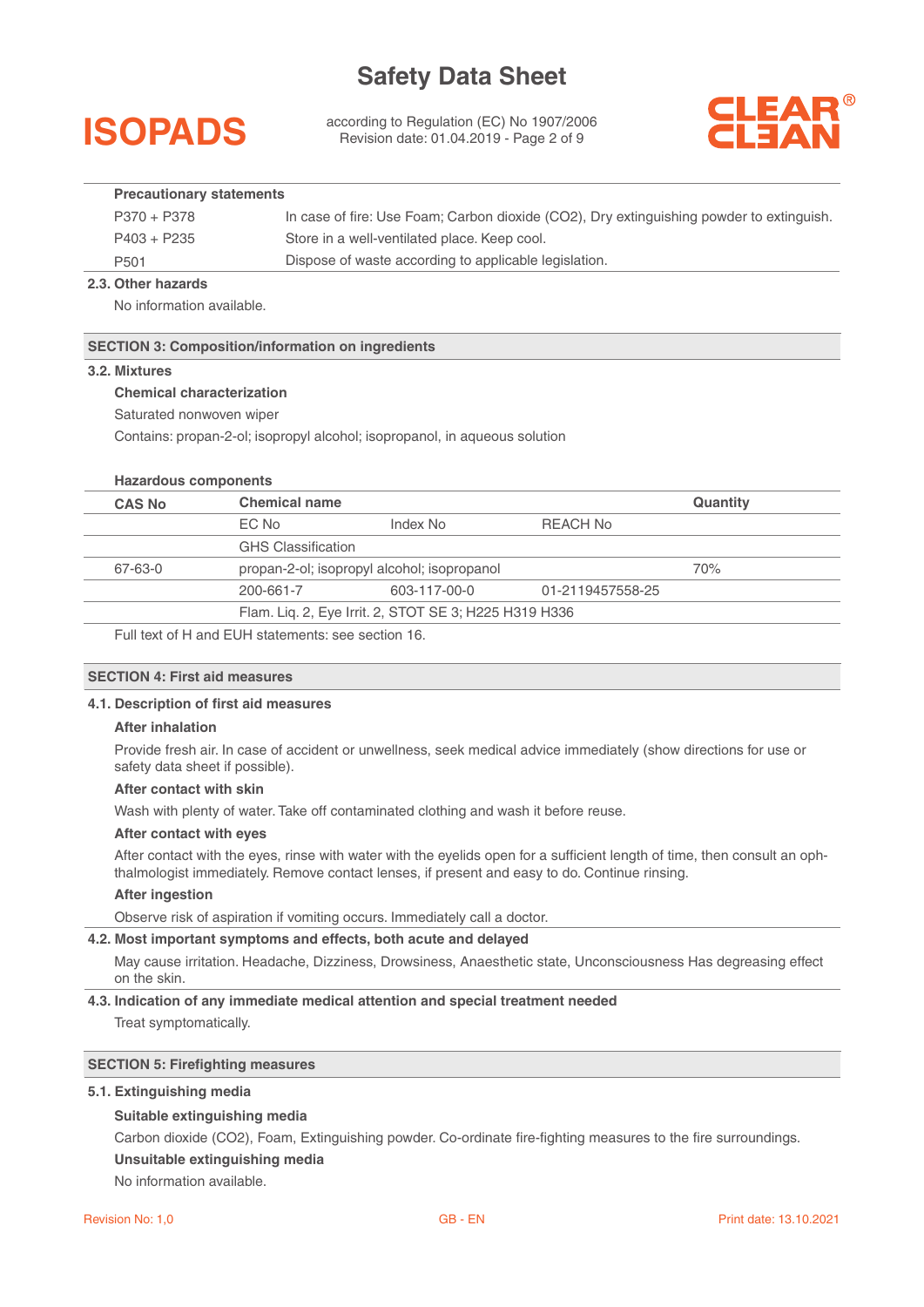**Precautionary statements**

| | |
|---|---|
| P370 + P378 | In case of fire: Use Foam; Carbon dioxide (CO2), Dry extinguishing powder to extinguish. |
| P403 + P235 | Store in a well-ventilated place. Keep cool. |
| P501 | Dispose of waste according to applicable legislation. |

**2.3. Other hazards**

No information available.

## SECTION 3: Composition/information on ingredients

**3.2. Mixtures**

**Chemical characterization**

Saturated nonwoven wiper

Contains: propan-2-ol; isopropyl alcohol; isopropanol, in aqueous solution

**Hazardous components**

| CAS No | Chemical name | | | Quantity |
|---|---|---|---|---|
| | EC No | Index No | REACH No | |
| | GHS Classification | | | |
| 67-63-0 | propan-2-ol; isopropyl alcohol; isopropanol | | | 70% |
| | 200-661-7 | 603-117-00-0 | 01-2119457558-25 | |
| | Flam. Liq. 2, Eye Irrit. 2, STOT SE 3; H225 H319 H336 | | | |

Full text of H and EUH statements: see section 16.

## SECTION 4: First aid measures

**4.1. Description of first aid measures**

**After inhalation**

Provide fresh air. In case of accident or unwellness, seek medical advice immediately (show directions for use or safety data sheet if possible).

**After contact with skin**

Wash with plenty of water. Take off contaminated clothing and wash it before reuse.

**After contact with eyes**

After contact with the eyes, rinse with water with the eyelids open for a sufficient length of time, then consult an ophthalmologist immediately. Remove contact lenses, if present and easy to do. Continue rinsing.

**After ingestion**

Observe risk of aspiration if vomiting occurs. Immediately call a doctor.

**4.2. Most important symptoms and effects, both acute and delayed**

May cause irritation. Headache, Dizziness, Drowsiness, Anaesthetic state, Unconsciousness Has degreasing effect on the skin.

**4.3. Indication of any immediate medical attention and special treatment needed**

Treat symptomatically.

## SECTION 5: Firefighting measures

**5.1. Extinguishing media**

**Suitable extinguishing media**

Carbon dioxide (CO2), Foam, Extinguishing powder. Co-ordinate fire-fighting measures to the fire surroundings.

**Unsuitable extinguishing media**

No information available.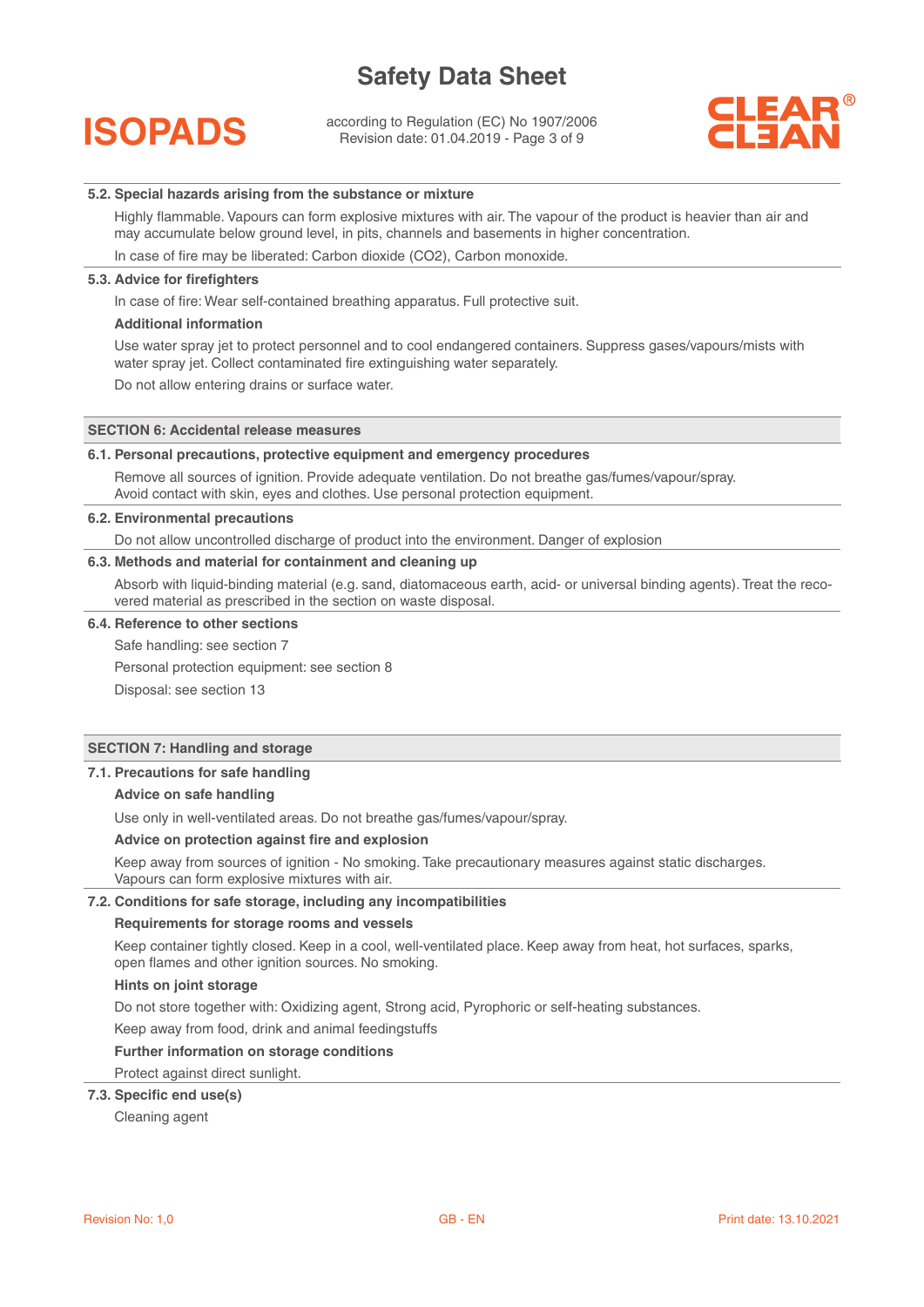### 5.2. Special hazards arising from the substance or mixture

Highly flammable. Vapours can form explosive mixtures with air. The vapour of the product is heavier than air and may accumulate below ground level, in pits, channels and basements in higher concentration.

In case of fire may be liberated: Carbon dioxide ($CO_2$), Carbon monoxide.

### 5.3. Advice for firefighters

In case of fire: Wear self-contained breathing apparatus. Full protective suit.

**Additional information**

Use water spray jet to protect personnel and to cool endangered containers. Suppress gases/vapours/mists with water spray jet. Collect contaminated fire extinguishing water separately.

Do not allow entering drains or surface water.

## SECTION 6: Accidental release measures

### 6.1. Personal precautions, protective equipment and emergency procedures

Remove all sources of ignition. Provide adequate ventilation. Do not breathe gas/fumes/vapour/spray. Avoid contact with skin, eyes and clothes. Use personal protection equipment.

### 6.2. Environmental precautions

Do not allow uncontrolled discharge of product into the environment. Danger of explosion

### 6.3. Methods and material for containment and cleaning up

Absorb with liquid-binding material (e.g. sand, diatomaceous earth, acid- or universal binding agents). Treat the recovered material as prescribed in the section on waste disposal.

### 6.4. Reference to other sections

Safe handling: see section 7

Personal protection equipment: see section 8

Disposal: see section 13

## SECTION 7: Handling and storage

### 7.1. Precautions for safe handling

**Advice on safe handling**

Use only in well-ventilated areas. Do not breathe gas/fumes/vapour/spray.

**Advice on protection against fire and explosion**

Keep away from sources of ignition - No smoking. Take precautionary measures against static discharges. Vapours can form explosive mixtures with air.

### 7.2. Conditions for safe storage, including any incompatibilities

**Requirements for storage rooms and vessels**

Keep container tightly closed. Keep in a cool, well-ventilated place. Keep away from heat, hot surfaces, sparks, open flames and other ignition sources. No smoking.

**Hints on joint storage**

Do not store together with: Oxidizing agent, Strong acid, Pyrophoric or self-heating substances.

Keep away from food, drink and animal feedingstuffs

**Further information on storage conditions**

Protect against direct sunlight.

### 7.3. Specific end use(s)

Cleaning agent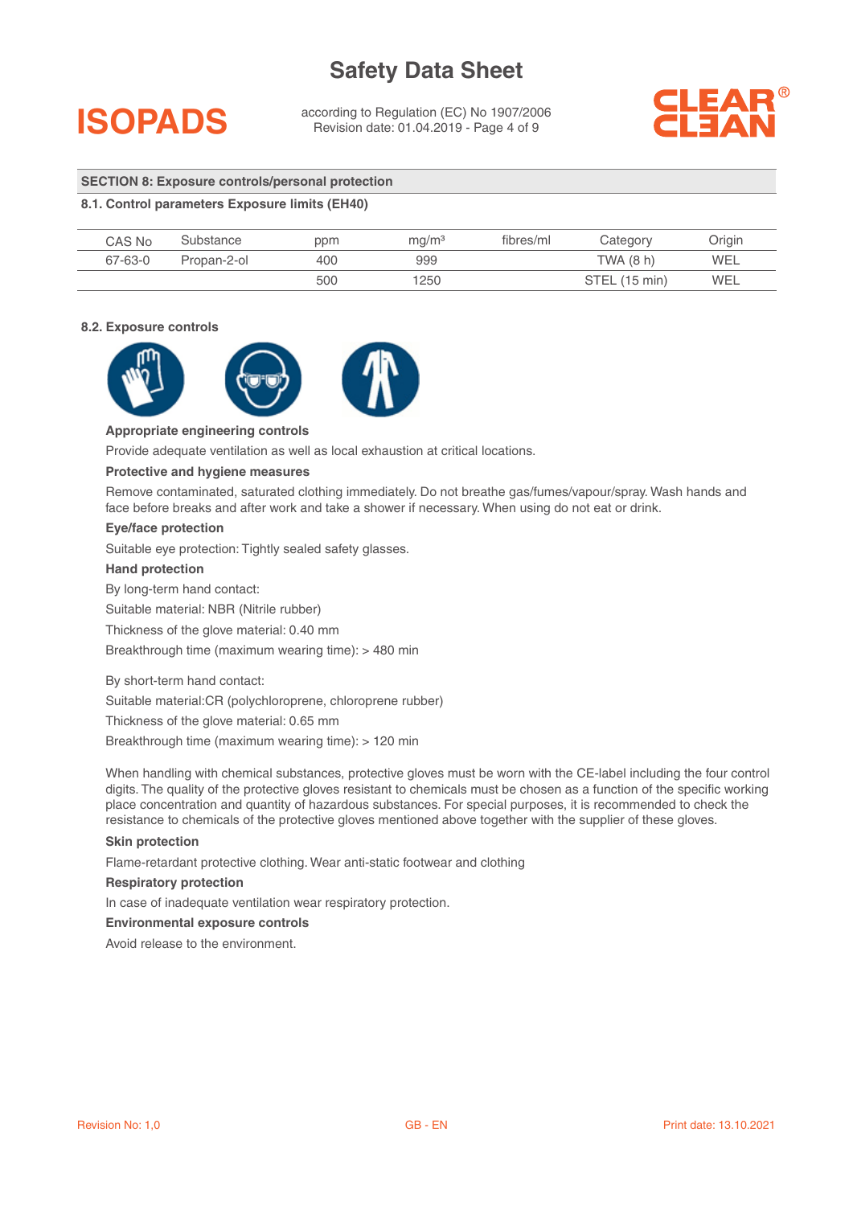## SECTION 8: Exposure controls/personal protection

### 8.1. Control parameters Exposure limits (EH40)

| CAS No | Substance | ppm | mg/m³ | fibres/ml | Category | Origin |
|---|---|---|---|---|---|---|
| 67-63-0 | Propan-2-ol | 400 | 999 | | TWA (8 h) | WEL |
| | | 500 | 1250 | | STEL (15 min) | WEL |

### 8.2. Exposure controls

**Appropriate engineering controls**

Provide adequate ventilation as well as local exhaustion at critical locations.

**Protective and hygiene measures**

Remove contaminated, saturated clothing immediately. Do not breathe gas/fumes/vapour/spray. Wash hands and face before breaks and after work and take a shower if necessary. When using do not eat or drink.

**Eye/face protection**

Suitable eye protection: Tightly sealed safety glasses.

**Hand protection**

By long-term hand contact:

Suitable material: NBR (Nitrile rubber)

Thickness of the glove material: 0.40 mm

Breakthrough time (maximum wearing time): > 480 min

By short-term hand contact:

Suitable material:CR (polychloroprene, chloroprene rubber)

Thickness of the glove material: 0.65 mm

Breakthrough time (maximum wearing time): > 120 min

When handling with chemical substances, protective gloves must be worn with the CE-label including the four control digits. The quality of the protective gloves resistant to chemicals must be chosen as a function of the specific working place concentration and quantity of hazardous substances. For special purposes, it is recommended to check the resistance to chemicals of the protective gloves mentioned above together with the supplier of these gloves.

**Skin protection**

Flame-retardant protective clothing. Wear anti-static footwear and clothing

**Respiratory protection**

In case of inadequate ventilation wear respiratory protection.

**Environmental exposure controls**

Avoid release to the environment.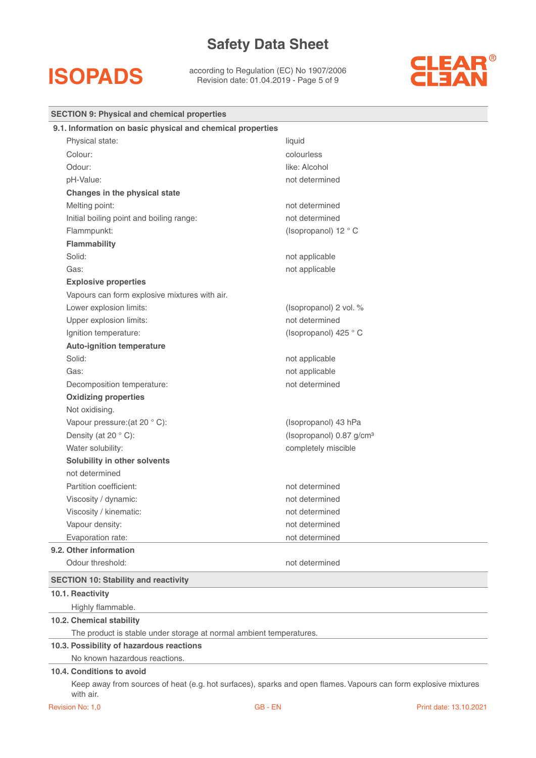## SECTION 9: Physical and chemical properties

### 9.1. Information on basic physical and chemical properties

| | |
|---|---|
| Physical state: | liquid |
| Colour: | colourless |
| Odour: | like: Alcohol |
| pH-Value: | not determined |
| **Changes in the physical state** | |
| Melting point: | not determined |
| Initial boiling point and boiling range: | not determined |
| Flammpunkt: | (Isopropanol) 12 ° C |
| **Flammability** | |
| Solid: | not applicable |
| Gas: | not applicable |
| **Explosive properties** | |
| Vapours can form explosive mixtures with air. | |
| Lower explosion limits: | (Isopropanol) 2 vol. % |
| Upper explosion limits: | not determined |
| Ignition temperature: | (Isopropanol) 425 ° C |
| **Auto-ignition temperature** | |
| Solid: | not applicable |
| Gas: | not applicable |
| Decomposition temperature: | not determined |
| **Oxidizing properties** | |
| Not oxidising. | |
| Vapour pressure:(at 20 ° C): | (Isopropanol) 43 hPa |
| Density (at 20 ° C): | (Isopropanol) 0.87 g/cm³ |
| Water solubility: | completely miscible |
| **Solubility in other solvents** | |
| not determined | |
| Partition coefficient: | not determined |
| Viscosity / dynamic: | not determined |
| Viscosity / kinematic: | not determined |
| Vapour density: | not determined |
| Evaporation rate: | not determined |

### 9.2. Other information

| | |
|---|---|
| Odour threshold: | not determined |

## SECTION 10: Stability and reactivity

### 10.1. Reactivity

Highly flammable.

### 10.2. Chemical stability

The product is stable under storage at normal ambient temperatures.

### 10.3. Possibility of hazardous reactions

No known hazardous reactions.

### 10.4. Conditions to avoid

Keep away from sources of heat (e.g. hot surfaces), sparks and open flames. Vapours can form explosive mixtures with air.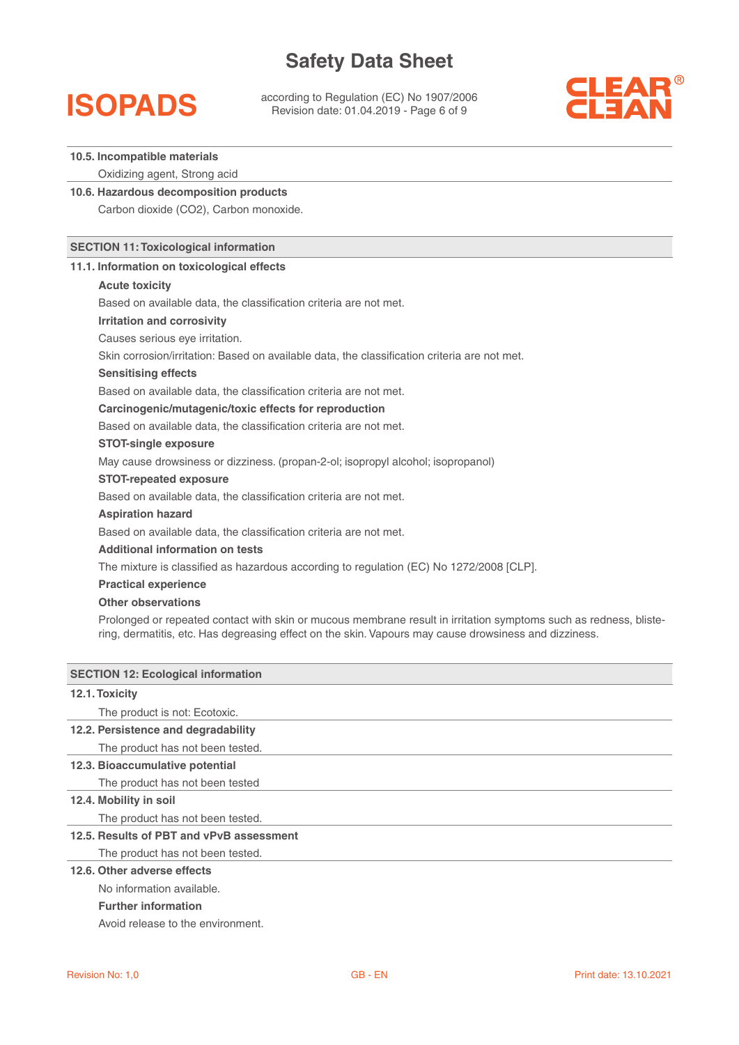### 10.5. Incompatible materials

Oxidizing agent, Strong acid

### 10.6. Hazardous decomposition products

Carbon dioxide (CO2), Carbon monoxide.

## SECTION 11: Toxicological information

### 11.1. Information on toxicological effects

**Acute toxicity**

Based on available data, the classification criteria are not met.

**Irritation and corrosivity**

Causes serious eye irritation.

Skin corrosion/irritation: Based on available data, the classification criteria are not met.

**Sensitising effects**

Based on available data, the classification criteria are not met.

**Carcinogenic/mutagenic/toxic effects for reproduction**

Based on available data, the classification criteria are not met.

**STOT-single exposure**

May cause drowsiness or dizziness. (propan-2-ol; isopropyl alcohol; isopropanol)

**STOT-repeated exposure**

Based on available data, the classification criteria are not met.

**Aspiration hazard**

Based on available data, the classification criteria are not met.

**Additional information on tests**

The mixture is classified as hazardous according to regulation (EC) No 1272/2008 [CLP].

**Practical experience**

**Other observations**

Prolonged or repeated contact with skin or mucous membrane result in irritation symptoms such as redness, blistering, dermatitis, etc. Has degreasing effect on the skin. Vapours may cause drowsiness and dizziness.

## SECTION 12: Ecological information

### 12.1. Toxicity

The product is not: Ecotoxic.

### 12.2. Persistence and degradability

The product has not been tested.

### 12.3. Bioaccumulative potential

The product has not been tested

### 12.4. Mobility in soil

The product has not been tested.

### 12.5. Results of PBT and vPvB assessment

The product has not been tested.

### 12.6. Other adverse effects

No information available.

**Further information**

Avoid release to the environment.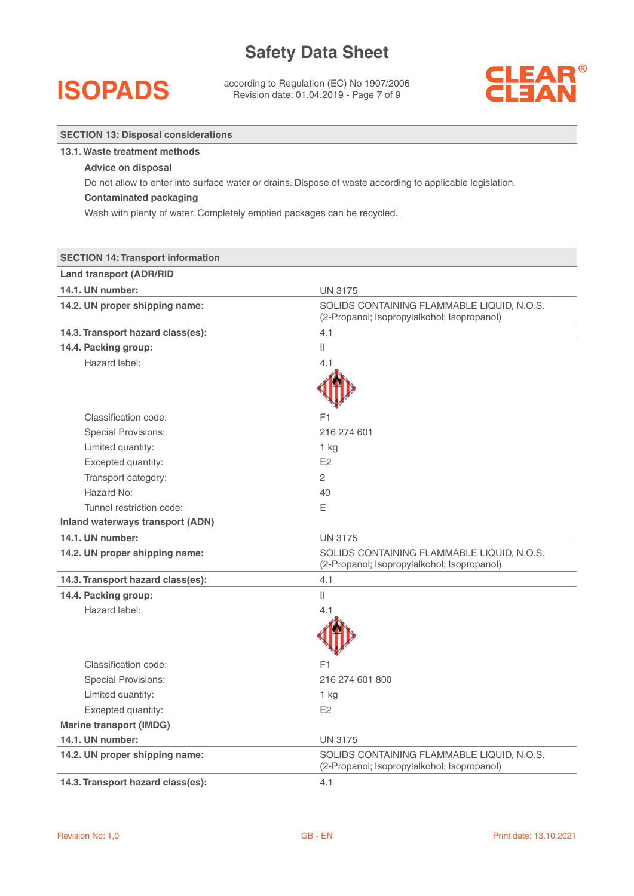## SECTION 13: Disposal considerations

### 13.1. Waste treatment methods

**Advice on disposal**

Do not allow to enter into surface water or drains. Dispose of waste according to applicable legislation.

**Contaminated packaging**

Wash with plenty of water. Completely emptied packages can be recycled.

## SECTION 14: Transport information

**Land transport (ADR/RID**

| | |
|---|---|
| **14.1. UN number:** | UN 3175 |
| **14.2. UN proper shipping name:** | SOLIDS CONTAINING FLAMMABLE LIQUID, N.O.S. (2-Propanol; Isopropylalkohol; Isopropanol) |
| **14.3. Transport hazard class(es):** | 4.1 |
| **14.4. Packing group:** | II |
| Hazard label: | 4.1 |
| Classification code: | F1 |
| Special Provisions: | 216 274 601 |
| Limited quantity: | 1 kg |
| Excepted quantity: | E2 |
| Transport category: | 2 |
| Hazard No: | 40 |
| Tunnel restriction code: | E |

**Inland waterways transport (ADN)**

| | |
|---|---|
| **14.1. UN number:** | UN 3175 |
| **14.2. UN proper shipping name:** | SOLIDS CONTAINING FLAMMABLE LIQUID, N.O.S. (2-Propanol; Isopropylalkohol; Isopropanol) |
| **14.3. Transport hazard class(es):** | 4.1 |
| **14.4. Packing group:** | II |
| Hazard label: | 4.1 |
| Classification code: | F1 |
| Special Provisions: | 216 274 601 800 |
| Limited quantity: | 1 kg |
| Excepted quantity: | E2 |

**Marine transport (IMDG)**

| | |
|---|---|
| **14.1. UN number:** | UN 3175 |
| **14.2. UN proper shipping name:** | SOLIDS CONTAINING FLAMMABLE LIQUID, N.O.S. (2-Propanol; Isopropylalkohol; Isopropanol) |
| **14.3. Transport hazard class(es):** | 4.1 |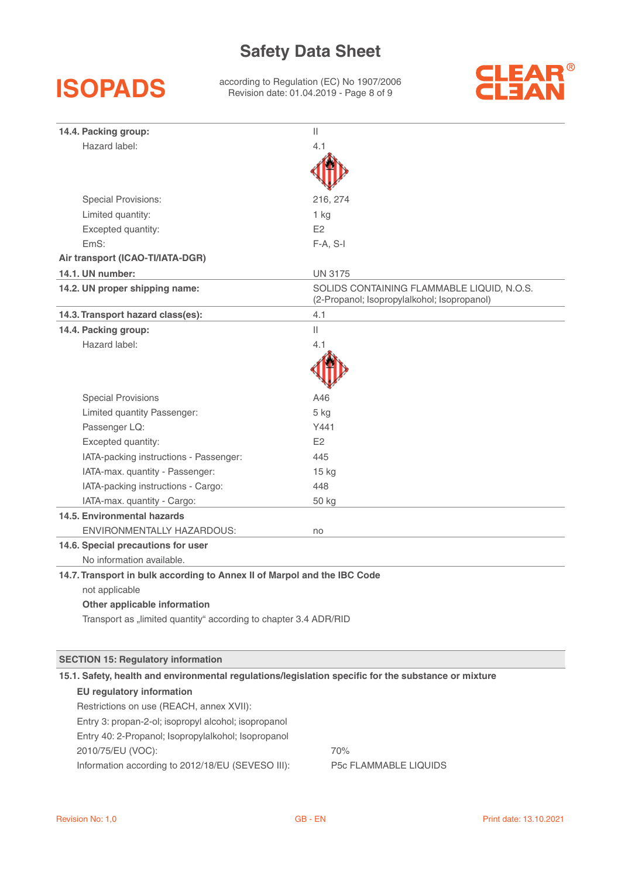| | |
|---|---|
| **14.4. Packing group:** | II |
| Hazard label: | 4.1 |
| Special Provisions: | 216, 274 |
| Limited quantity: | 1 kg |
| Excepted quantity: | E2 |
| EmS: | F-A, S-I |

**Air transport (ICAO-TI/IATA-DGR)**

| | |
|---|---|
| **14.1. UN number:** | UN 3175 |
| **14.2. UN proper shipping name:** | SOLIDS CONTAINING FLAMMABLE LIQUID, N.O.S. (2-Propanol; Isopropylalkohol; Isopropanol) |
| **14.3. Transport hazard class(es):** | 4.1 |
| **14.4. Packing group:** | II |
| Hazard label: | 4.1 |
| Special Provisions | A46 |
| Limited quantity Passenger: | 5 kg |
| Passenger LQ: | Y441 |
| Excepted quantity: | E2 |
| IATA-packing instructions - Passenger: | 445 |
| IATA-max. quantity - Passenger: | 15 kg |
| IATA-packing instructions - Cargo: | 448 |
| IATA-max. quantity - Cargo: | 50 kg |

**14.5. Environmental hazards**

ENVIRONMENTALLY HAZARDOUS: no

**14.6. Special precautions for user**

No information available.

**14.7. Transport in bulk according to Annex II of Marpol and the IBC Code**

not applicable

**Other applicable information**

Transport as „limited quantity" according to chapter 3.4 ADR/RID

## SECTION 15: Regulatory information

**15.1. Safety, health and environmental regulations/legislation specific for the substance or mixture**

**EU regulatory information**

Restrictions on use (REACH, annex XVII):

Entry 3: propan-2-ol; isopropyl alcohol; isopropanol

Entry 40: 2-Propanol; Isopropylalkohol; Isopropanol

| | |
|---|---|
| 2010/75/EU (VOC): | 70% |
| Information according to 2012/18/EU (SEVESO III): | P5c FLAMMABLE LIQUIDS |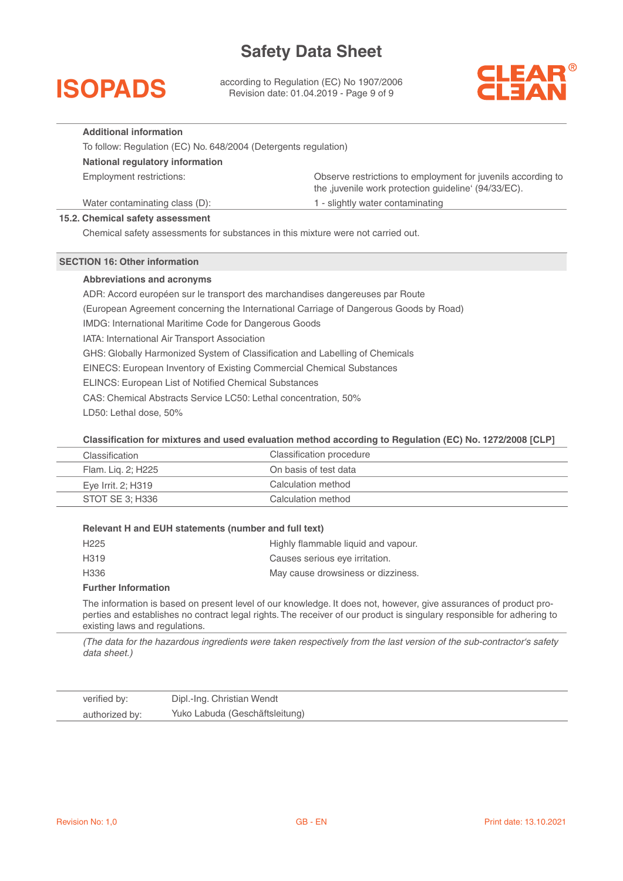**Additional information**

To follow: Regulation (EC) No. 648/2004 (Detergents regulation)

**National regulatory information**

| | |
|---|---|
| Employment restrictions: | Observe restrictions to employment for juvenils according to the ‚juvenile work protection guideline' (94/33/EC). |
| Water contaminating class (D): | 1 - slightly water contaminating |

### 15.2. Chemical safety assessment

Chemical safety assessments for substances in this mixture were not carried out.

## SECTION 16: Other information

**Abbreviations and acronyms**

ADR: Accord européen sur le transport des marchandises dangereuses par Route

(European Agreement concerning the International Carriage of Dangerous Goods by Road)

IMDG: International Maritime Code for Dangerous Goods

IATA: International Air Transport Association

GHS: Globally Harmonized System of Classification and Labelling of Chemicals

EINECS: European Inventory of Existing Commercial Chemical Substances

ELINCS: European List of Notified Chemical Substances

CAS: Chemical Abstracts Service LC50: Lethal concentration, 50%

LD50: Lethal dose, 50%

**Classification for mixtures and used evaluation method according to Regulation (EC) No. 1272/2008 [CLP]**

| Classification | Classification procedure |
|---|---|
| Flam. Liq. 2; H225 | On basis of test data |
| Eye Irrit. 2; H319 | Calculation method |
| STOT SE 3; H336 | Calculation method |

**Relevant H and EUH statements (number and full text)**

| | |
|---|---|
| H225 | Highly flammable liquid and vapour. |
| H319 | Causes serious eye irritation. |
| H336 | May cause drowsiness or dizziness. |

**Further Information**

The information is based on present level of our knowledge. It does not, however, give assurances of product properties and establishes no contract legal rights. The receiver of our product is singulary responsible for adhering to existing laws and regulations.

*(The data for the hazardous ingredients were taken respectively from the last version of the sub-contractor's safety data sheet.)*

| | |
|---|---|
| verified by: | Dipl.-Ing. Christian Wendt |
| authorized by: | Yuko Labuda (Geschäftsleitung) |

Revision No: 1,0 GB - EN Print date: 13.10.2021